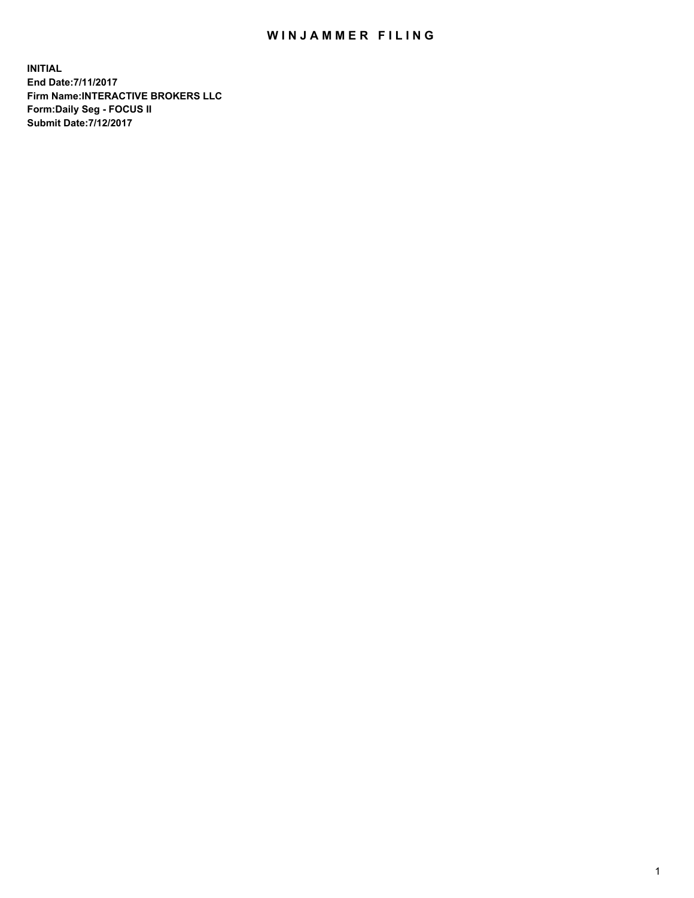# WINJAMMER FILING

**INITIAL**
**End Date:7/11/2017**
**Firm Name:INTERACTIVE BROKERS LLC**
**Form:Daily Seg - FOCUS II**
**Submit Date:7/12/2017**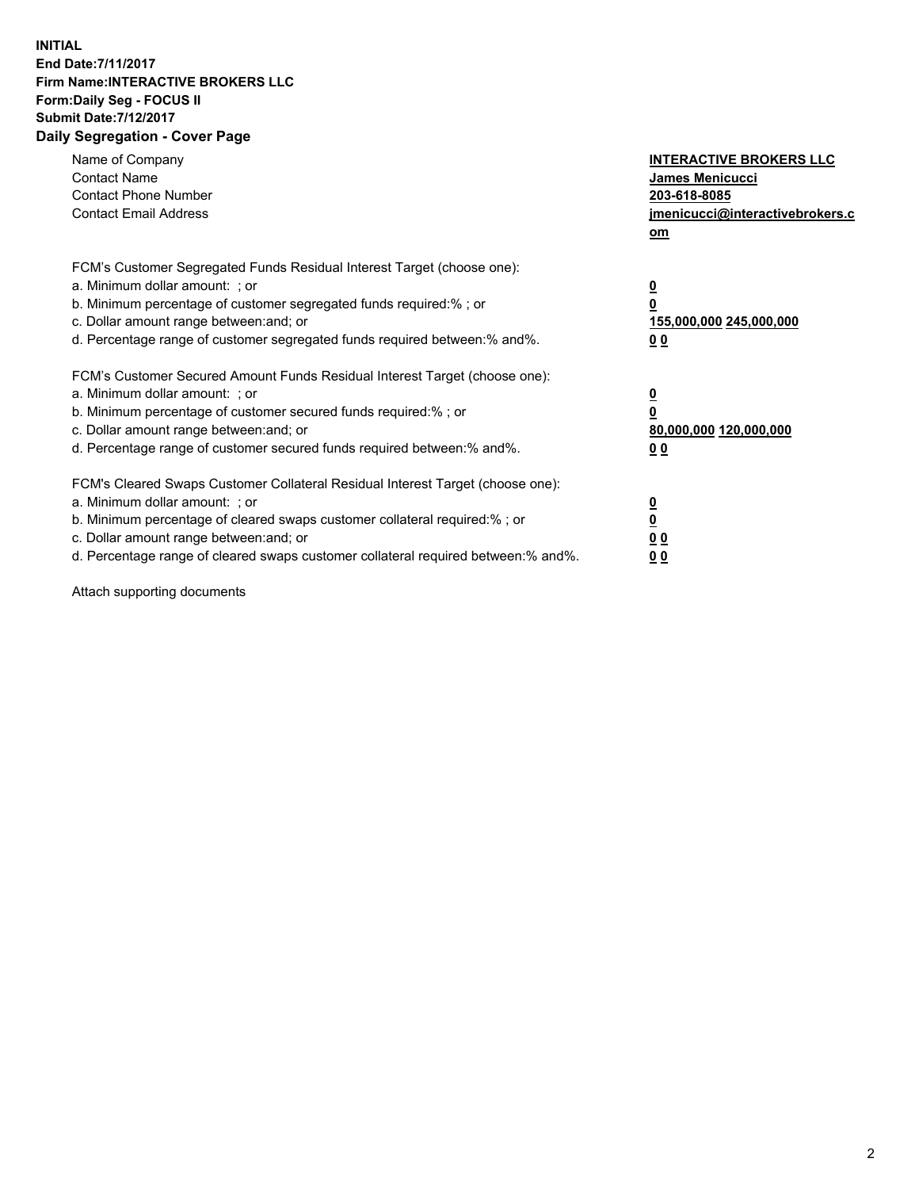**INITIAL**
**End Date:7/11/2017**
**Firm Name:INTERACTIVE BROKERS LLC**
**Form:Daily Seg - FOCUS II**
**Submit Date:7/12/2017**
**Daily Segregation - Cover Page**

| | |
|---|---|
| Name of Company | **INTERACTIVE BROKERS LLC** |
| Contact Name | **James Menicucci** |
| Contact Phone Number | **203-618-8085** |
| Contact Email Address | **jmenicucci@interactivebrokers.com** |

FCM's Customer Segregated Funds Residual Interest Target (choose one):

| | |
|---|---|
| a. Minimum dollar amount: ; or | **0** |
| b. Minimum percentage of customer segregated funds required:% ; or | **0** |
| c. Dollar amount range between:and; or | **155,000,000 245,000,000** |
| d. Percentage range of customer segregated funds required between:% and%. | **0 0** |

FCM's Customer Secured Amount Funds Residual Interest Target (choose one):

| | |
|---|---|
| a. Minimum dollar amount: ; or | **0** |
| b. Minimum percentage of customer secured funds required:% ; or | **0** |
| c. Dollar amount range between:and; or | **80,000,000 120,000,000** |
| d. Percentage range of customer secured funds required between:% and%. | **0 0** |

FCM's Cleared Swaps Customer Collateral Residual Interest Target (choose one):

| | |
|---|---|
| a. Minimum dollar amount: ; or | **0** |
| b. Minimum percentage of cleared swaps customer collateral required:% ; or | **0** |
| c. Dollar amount range between:and; or | **0 0** |
| d. Percentage range of cleared swaps customer collateral required between:% and%. | **0 0** |

Attach supporting documents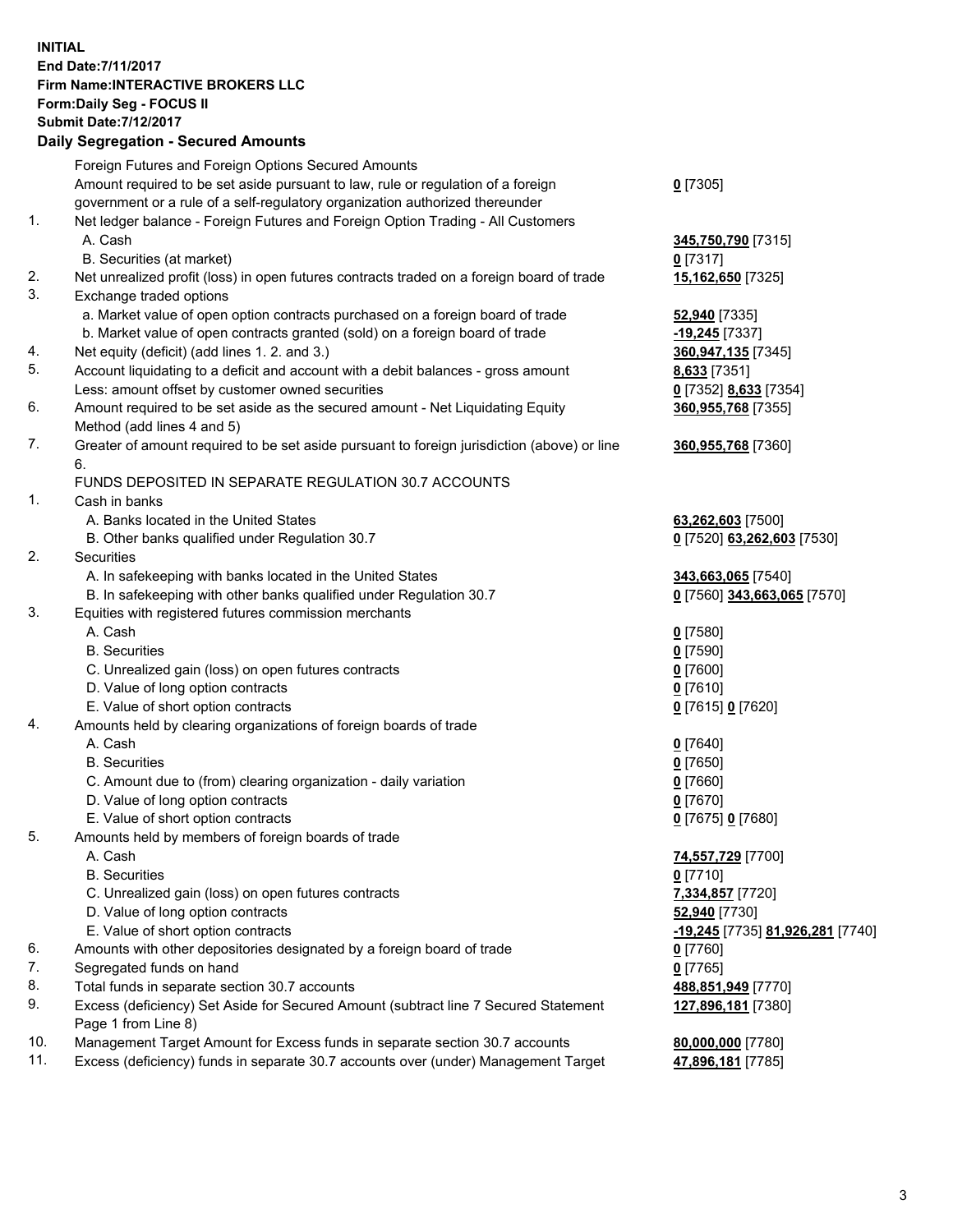**INITIAL**
**End Date:7/11/2017**
**Firm Name:INTERACTIVE BROKERS LLC**
**Form:Daily Seg - FOCUS II**
**Submit Date:7/12/2017**

**Daily Segregation - Secured Amounts**

| | | |
|---|---|---|
| | Foreign Futures and Foreign Options Secured Amounts | |
| | Amount required to be set aside pursuant to law, rule or regulation of a foreign government or a rule of a self-regulatory organization authorized thereunder | **0** [7305] |
| 1. | Net ledger balance - Foreign Futures and Foreign Option Trading - All Customers | |
| | A. Cash | **345,750,790** [7315] |
| | B. Securities (at market) | **0** [7317] |
| 2. | Net unrealized profit (loss) in open futures contracts traded on a foreign board of trade | **15,162,650** [7325] |
| 3. | Exchange traded options | |
| | a. Market value of open option contracts purchased on a foreign board of trade | **52,940** [7335] |
| | b. Market value of open contracts granted (sold) on a foreign board of trade | **-19,245** [7337] |
| 4. | Net equity (deficit) (add lines 1. 2. and 3.) | **360,947,135** [7345] |
| 5. | Account liquidating to a deficit and account with a debit balances - gross amount | **8,633** [7351] |
| | Less: amount offset by customer owned securities | **0** [7352] **8,633** [7354] |
| 6. | Amount required to be set aside as the secured amount - Net Liquidating Equity Method (add lines 4 and 5) | **360,955,768** [7355] |
| 7. | Greater of amount required to be set aside pursuant to foreign jurisdiction (above) or line 6. | **360,955,768** [7360] |
| | FUNDS DEPOSITED IN SEPARATE REGULATION 30.7 ACCOUNTS | |
| 1. | Cash in banks | |
| | A. Banks located in the United States | **63,262,603** [7500] |
| | B. Other banks qualified under Regulation 30.7 | **0** [7520] **63,262,603** [7530] |
| 2. | Securities | |
| | A. In safekeeping with banks located in the United States | **343,663,065** [7540] |
| | B. In safekeeping with other banks qualified under Regulation 30.7 | **0** [7560] **343,663,065** [7570] |
| 3. | Equities with registered futures commission merchants | |
| | A. Cash | **0** [7580] |
| | B. Securities | **0** [7590] |
| | C. Unrealized gain (loss) on open futures contracts | **0** [7600] |
| | D. Value of long option contracts | **0** [7610] |
| | E. Value of short option contracts | **0** [7615] **0** [7620] |
| 4. | Amounts held by clearing organizations of foreign boards of trade | |
| | A. Cash | **0** [7640] |
| | B. Securities | **0** [7650] |
| | C. Amount due to (from) clearing organization - daily variation | **0** [7660] |
| | D. Value of long option contracts | **0** [7670] |
| | E. Value of short option contracts | **0** [7675] **0** [7680] |
| 5. | Amounts held by members of foreign boards of trade | |
| | A. Cash | **74,557,729** [7700] |
| | B. Securities | **0** [7710] |
| | C. Unrealized gain (loss) on open futures contracts | **7,334,857** [7720] |
| | D. Value of long option contracts | **52,940** [7730] |
| | E. Value of short option contracts | **-19,245** [7735] **81,926,281** [7740] |
| 6. | Amounts with other depositories designated by a foreign board of trade | **0** [7760] |
| 7. | Segregated funds on hand | **0** [7765] |
| 8. | Total funds in separate section 30.7 accounts | **488,851,949** [7770] |
| 9. | Excess (deficiency) Set Aside for Secured Amount (subtract line 7 Secured Statement Page 1 from Line 8) | **127,896,181** [7380] |
| 10. | Management Target Amount for Excess funds in separate section 30.7 accounts | **80,000,000** [7780] |
| 11. | Excess (deficiency) funds in separate 30.7 accounts over (under) Management Target | **47,896,181** [7785] |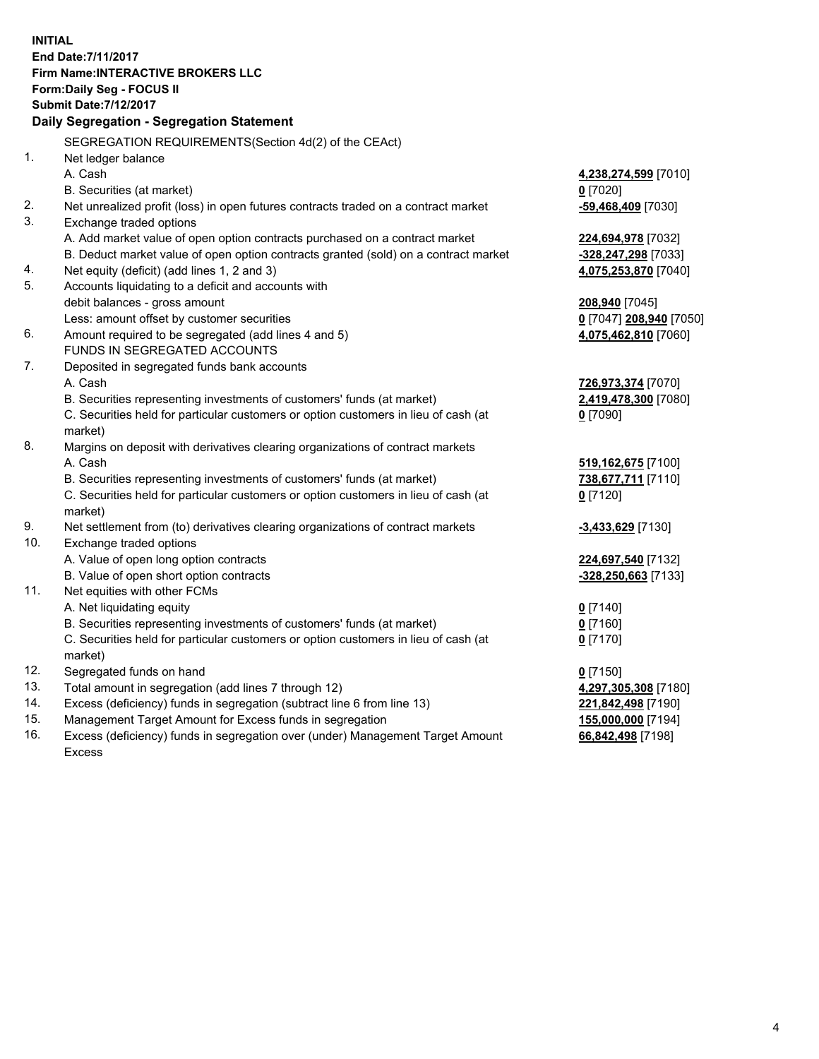**INITIAL**
**End Date:7/11/2017**
**Firm Name:INTERACTIVE BROKERS LLC**
**Form:Daily Seg - FOCUS II**
**Submit Date:7/12/2017**

**Daily Segregation - Segregation Statement**

| | | |
|---|---|---|
| | SEGREGATION REQUIREMENTS(Section 4d(2) of the CEAct) | |
| 1. | Net ledger balance | |
| | A. Cash | **4,238,274,599** [7010] |
| | B. Securities (at market) | **0** [7020] |
| 2. | Net unrealized profit (loss) in open futures contracts traded on a contract market | **-59,468,409** [7030] |
| 3. | Exchange traded options | |
| | A. Add market value of open option contracts purchased on a contract market | **224,694,978** [7032] |
| | B. Deduct market value of open option contracts granted (sold) on a contract market | **-328,247,298** [7033] |
| 4. | Net equity (deficit) (add lines 1, 2 and 3) | **4,075,253,870** [7040] |
| 5. | Accounts liquidating to a deficit and accounts with | |
| | debit balances - gross amount | **208,940** [7045] |
| | Less: amount offset by customer securities | **0** [7047] **208,940** [7050] |
| 6. | Amount required to be segregated (add lines 4 and 5) | **4,075,462,810** [7060] |
| | FUNDS IN SEGREGATED ACCOUNTS | |
| 7. | Deposited in segregated funds bank accounts | |
| | A. Cash | **726,973,374** [7070] |
| | B. Securities representing investments of customers' funds (at market) | **2,419,478,300** [7080] |
| | C. Securities held for particular customers or option customers in lieu of cash (at market) | **0** [7090] |
| 8. | Margins on deposit with derivatives clearing organizations of contract markets | |
| | A. Cash | **519,162,675** [7100] |
| | B. Securities representing investments of customers' funds (at market) | **738,677,711** [7110] |
| | C. Securities held for particular customers or option customers in lieu of cash (at market) | **0** [7120] |
| 9. | Net settlement from (to) derivatives clearing organizations of contract markets | **-3,433,629** [7130] |
| 10. | Exchange traded options | |
| | A. Value of open long option contracts | **224,697,540** [7132] |
| | B. Value of open short option contracts | **-328,250,663** [7133] |
| 11. | Net equities with other FCMs | |
| | A. Net liquidating equity | **0** [7140] |
| | B. Securities representing investments of customers' funds (at market) | **0** [7160] |
| | C. Securities held for particular customers or option customers in lieu of cash (at market) | **0** [7170] |
| 12. | Segregated funds on hand | **0** [7150] |
| 13. | Total amount in segregation (add lines 7 through 12) | **4,297,305,308** [7180] |
| 14. | Excess (deficiency) funds in segregation (subtract line 6 from line 13) | **221,842,498** [7190] |
| 15. | Management Target Amount for Excess funds in segregation | **155,000,000** [7194] |
| 16. | Excess (deficiency) funds in segregation over (under) Management Target Amount Excess | **66,842,498** [7198] |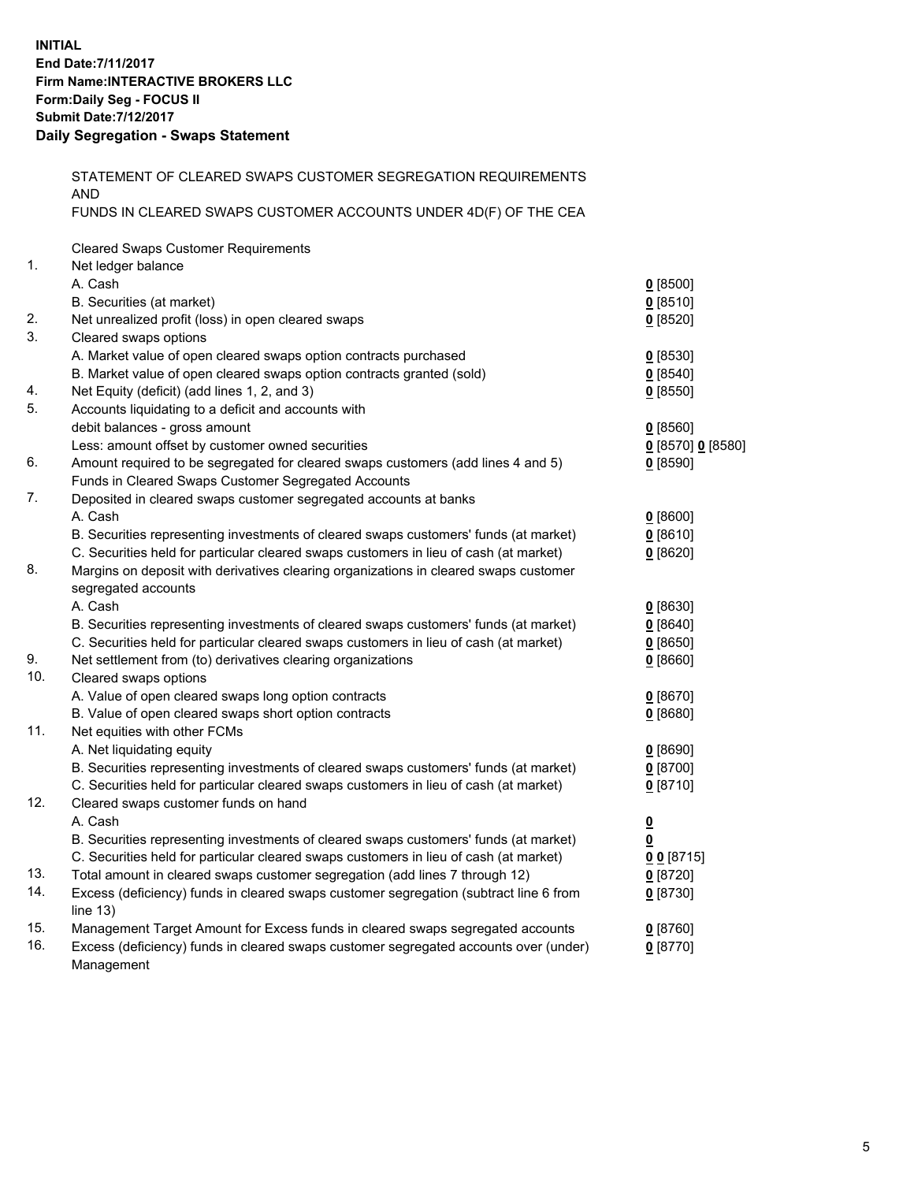**INITIAL**
**End Date:7/11/2017**
**Firm Name:INTERACTIVE BROKERS LLC**
**Form:Daily Seg - FOCUS II**
**Submit Date:7/12/2017**
**Daily Segregation - Swaps Statement**

STATEMENT OF CLEARED SWAPS CUSTOMER SEGREGATION REQUIREMENTS
AND
FUNDS IN CLEARED SWAPS CUSTOMER ACCOUNTS UNDER 4D(F) OF THE CEA

| | | |
|---|---|---|
| | Cleared Swaps Customer Requirements | |
| 1. | Net ledger balance | |
| | A. Cash | 0 [8500] |
| | B. Securities (at market) | 0 [8510] |
| 2. | Net unrealized profit (loss) in open cleared swaps | 0 [8520] |
| 3. | Cleared swaps options | |
| | A. Market value of open cleared swaps option contracts purchased | 0 [8530] |
| | B. Market value of open cleared swaps option contracts granted (sold) | 0 [8540] |
| 4. | Net Equity (deficit) (add lines 1, 2, and 3) | 0 [8550] |
| 5. | Accounts liquidating to a deficit and accounts with | |
| | debit balances - gross amount | 0 [8560] |
| | Less: amount offset by customer owned securities | 0 [8570] 0 [8580] |
| 6. | Amount required to be segregated for cleared swaps customers (add lines 4 and 5) | 0 [8590] |
| | Funds in Cleared Swaps Customer Segregated Accounts | |
| 7. | Deposited in cleared swaps customer segregated accounts at banks | |
| | A. Cash | 0 [8600] |
| | B. Securities representing investments of cleared swaps customers' funds (at market) | 0 [8610] |
| | C. Securities held for particular cleared swaps customers in lieu of cash (at market) | 0 [8620] |
| 8. | Margins on deposit with derivatives clearing organizations in cleared swaps customer segregated accounts | |
| | A. Cash | 0 [8630] |
| | B. Securities representing investments of cleared swaps customers' funds (at market) | 0 [8640] |
| | C. Securities held for particular cleared swaps customers in lieu of cash (at market) | 0 [8650] |
| 9. | Net settlement from (to) derivatives clearing organizations | 0 [8660] |
| 10. | Cleared swaps options | |
| | A. Value of open cleared swaps long option contracts | 0 [8670] |
| | B. Value of open cleared swaps short option contracts | 0 [8680] |
| 11. | Net equities with other FCMs | |
| | A. Net liquidating equity | 0 [8690] |
| | B. Securities representing investments of cleared swaps customers' funds (at market) | 0 [8700] |
| | C. Securities held for particular cleared swaps customers in lieu of cash (at market) | 0 [8710] |
| 12. | Cleared swaps customer funds on hand | |
| | A. Cash | 0 |
| | B. Securities representing investments of cleared swaps customers' funds (at market) | 0 |
| | C. Securities held for particular cleared swaps customers in lieu of cash (at market) | 0 0 [8715] |
| 13. | Total amount in cleared swaps customer segregation (add lines 7 through 12) | 0 [8720] |
| 14. | Excess (deficiency) funds in cleared swaps customer segregation (subtract line 6 from line 13) | 0 [8730] |
| 15. | Management Target Amount for Excess funds in cleared swaps segregated accounts | 0 [8760] |
| 16. | Excess (deficiency) funds in cleared swaps customer segregated accounts over (under) Management | 0 [8770] |